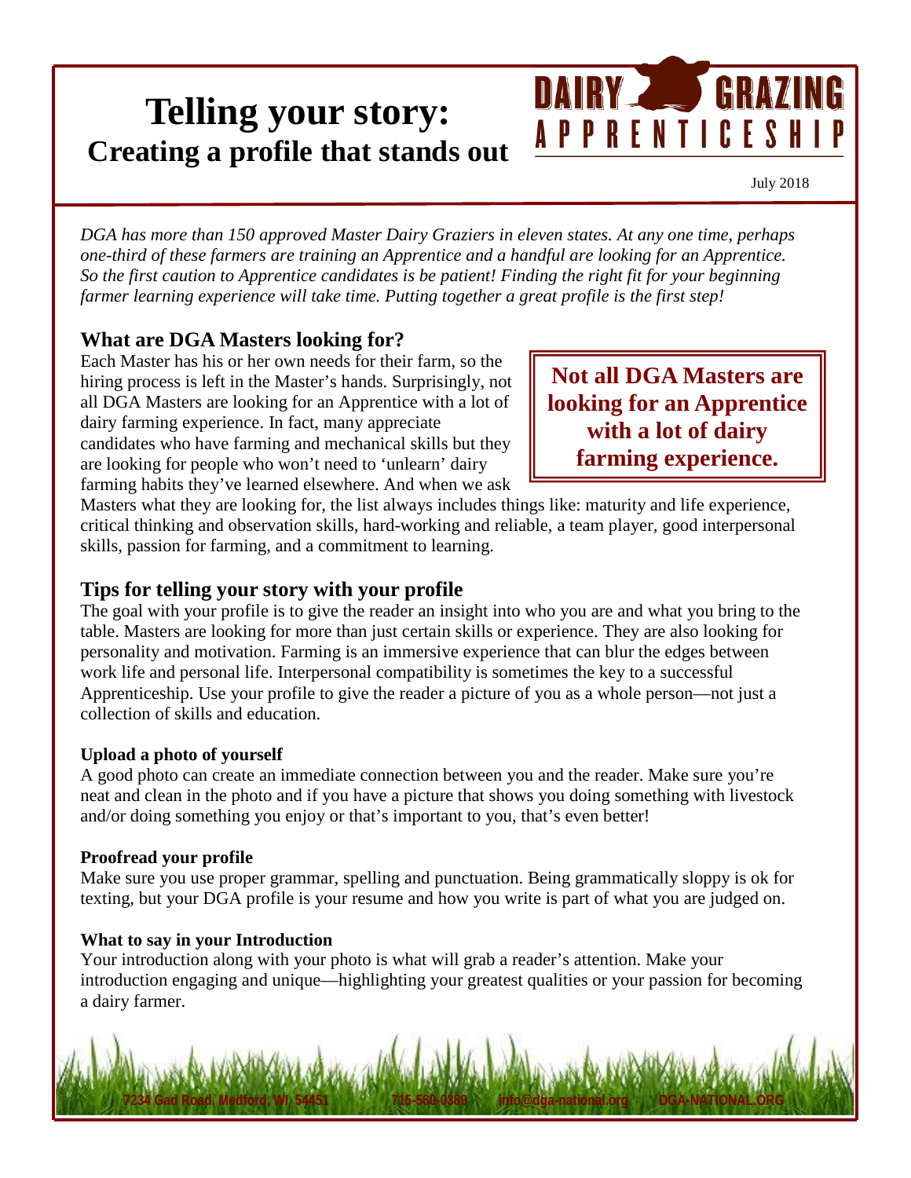# Telling your story:
## Creating a profile that stands out

DAIRY GRAZING APPRENTICESHIP

July 2018

*DGA has more than 150 approved Master Dairy Graziers in eleven states. At any one time, perhaps one-third of these farmers are training an Apprentice and a handful are looking for an Apprentice. So the first caution to Apprentice candidates is be patient! Finding the right fit for your beginning farmer learning experience will take time. Putting together a great profile is the first step!*

### What are DGA Masters looking for?

Each Master has his or her own needs for their farm, so the hiring process is left in the Master's hands. Surprisingly, not all DGA Masters are looking for an Apprentice with a lot of dairy farming experience. In fact, many appreciate candidates who have farming and mechanical skills but they are looking for people who won't need to 'unlearn' dairy farming habits they've learned elsewhere. And when we ask Masters what they are looking for, the list always includes things like: maturity and life experience, critical thinking and observation skills, hard-working and reliable, a team player, good interpersonal skills, passion for farming, and a commitment to learning.

> **Not all DGA Masters are looking for an Apprentice with a lot of dairy farming experience.**

### Tips for telling your story with your profile

The goal with your profile is to give the reader an insight into who you are and what you bring to the table. Masters are looking for more than just certain skills or experience. They are also looking for personality and motivation. Farming is an immersive experience that can blur the edges between work life and personal life. Interpersonal compatibility is sometimes the key to a successful Apprenticeship. Use your profile to give the reader a picture of you as a whole person—not just a collection of skills and education.

**Upload a photo of yourself**

A good photo can create an immediate connection between you and the reader. Make sure you're neat and clean in the photo and if you have a picture that shows you doing something with livestock and/or doing something you enjoy or that's important to you, that's even better!

**Proofread your profile**

Make sure you use proper grammar, spelling and punctuation. Being grammatically sloppy is ok for texting, but your DGA profile is your resume and how you write is part of what you are judged on.

**What to say in your Introduction**

Your introduction along with your photo is what will grab a reader's attention. Make your introduction engaging and unique—highlighting your greatest qualities or your passion for becoming a dairy farmer.

7234 Gad Road, Medford, WI 54451 715-560-0389 info@dga-national.org DGA-NATIONAL.ORG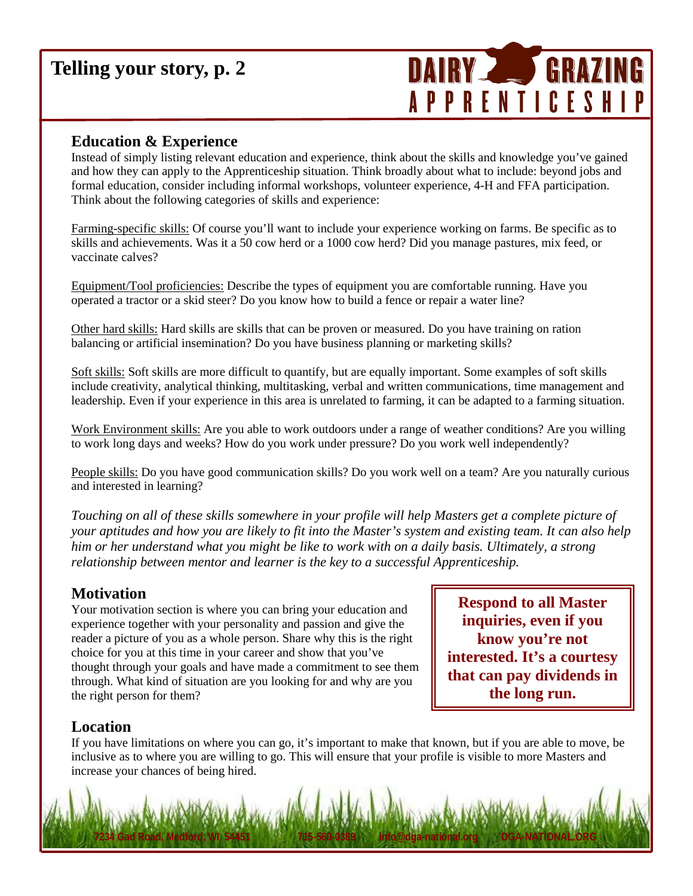# Telling your story, p. 2

DAIRY GRAZING APPRENTICESHIP

## Education & Experience

Instead of simply listing relevant education and experience, think about the skills and knowledge you've gained and how they can apply to the Apprenticeship situation. Think broadly about what to include: beyond jobs and formal education, consider including informal workshops, volunteer experience, 4-H and FFA participation. Think about the following categories of skills and experience:

<u>Farming-specific skills:</u> Of course you'll want to include your experience working on farms. Be specific as to skills and achievements. Was it a 50 cow herd or a 1000 cow herd? Did you manage pastures, mix feed, or vaccinate calves?

<u>Equipment/Tool proficiencies:</u> Describe the types of equipment you are comfortable running. Have you operated a tractor or a skid steer? Do you know how to build a fence or repair a water line?

<u>Other hard skills:</u> Hard skills are skills that can be proven or measured. Do you have training on ration balancing or artificial insemination? Do you have business planning or marketing skills?

<u>Soft skills:</u> Soft skills are more difficult to quantify, but are equally important. Some examples of soft skills include creativity, analytical thinking, multitasking, verbal and written communications, time management and leadership. Even if your experience in this area is unrelated to farming, it can be adapted to a farming situation.

<u>Work Environment skills:</u> Are you able to work outdoors under a range of weather conditions? Are you willing to work long days and weeks? How do you work under pressure? Do you work well independently?

<u>People skills:</u> Do you have good communication skills? Do you work well on a team? Are you naturally curious and interested in learning?

*Touching on all of these skills somewhere in your profile will help Masters get a complete picture of your aptitudes and how you are likely to fit into the Master's system and existing team. It can also help him or her understand what you might be like to work with on a daily basis. Ultimately, a strong relationship between mentor and learner is the key to a successful Apprenticeship.*

## Motivation

Your motivation section is where you can bring your education and experience together with your personality and passion and give the reader a picture of you as a whole person. Share why this is the right choice for you at this time in your career and show that you've thought through your goals and have made a commitment to see them through. What kind of situation are you looking for and why are you the right person for them?

**Respond to all Master inquiries, even if you know you're not interested. It's a courtesy that can pay dividends in the long run.**

## Location

If you have limitations on where you can go, it's important to make that known, but if you are able to move, be inclusive as to where you are willing to go. This will ensure that your profile is visible to more Masters and increase your chances of being hired.

7234 Gad Road, Medford, WI 54451 715-560-0389 info@dga-national.org DGA-NATIONAL.ORG